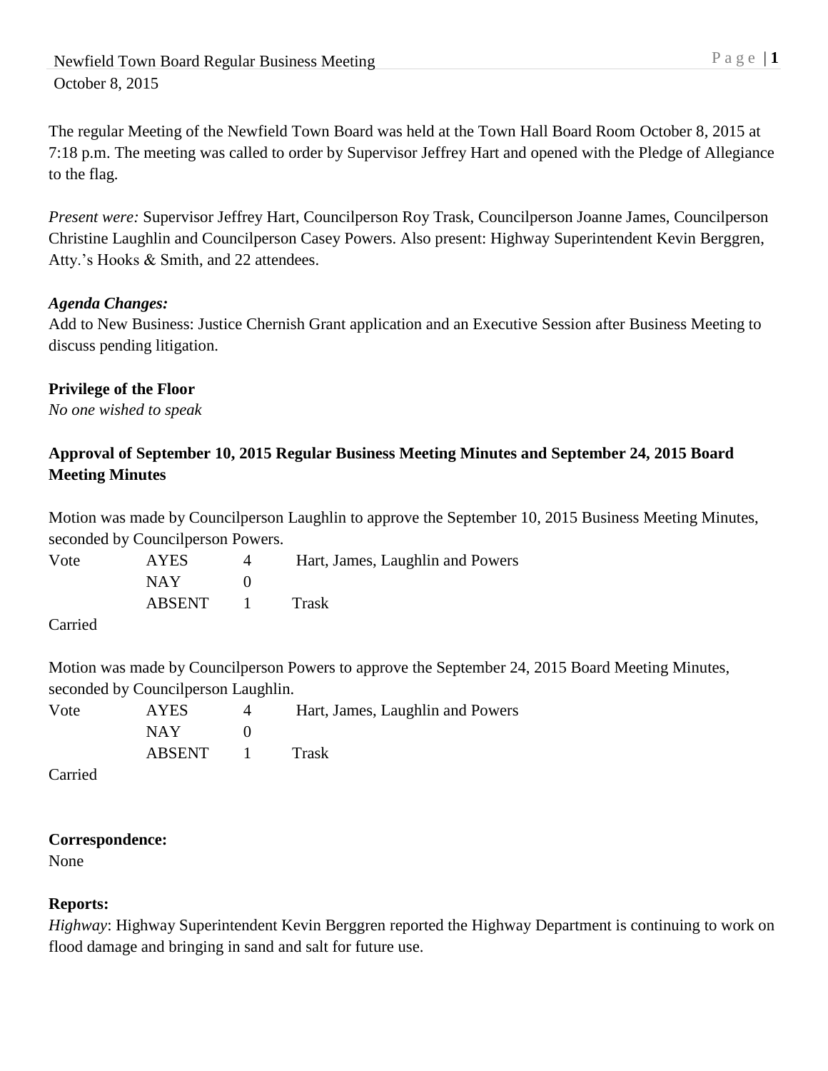Newfield Town Board Regular Business Meeting
October 8, 2015

The regular Meeting of the Newfield Town Board was held at the Town Hall Board Room October 8, 2015 at 7:18 p.m. The meeting was called to order by Supervisor Jeffrey Hart and opened with the Pledge of Allegiance to the flag.

*Present were:* Supervisor Jeffrey Hart, Councilperson Roy Trask, Councilperson Joanne James, Councilperson Christine Laughlin and Councilperson Casey Powers. Also present: Highway Superintendent Kevin Berggren, Atty.'s Hooks & Smith, and 22 attendees.

***Agenda Changes:***
Add to New Business: Justice Chernish Grant application and an Executive Session after Business Meeting to discuss pending litigation.

**Privilege of the Floor**
*No one wished to speak*

**Approval of September 10, 2015 Regular Business Meeting Minutes and September 24, 2015 Board Meeting Minutes**

Motion was made by Councilperson Laughlin to approve the September 10, 2015 Business Meeting Minutes, seconded by Councilperson Powers.

| Vote | AYES | 4 | Hart, James, Laughlin and Powers |
|---|---|---|---|
| | NAY | 0 | |
| | ABSENT | 1 | Trask |

Carried

Motion was made by Councilperson Powers to approve the September 24, 2015 Board Meeting Minutes, seconded by Councilperson Laughlin.

| Vote | AYES | 4 | Hart, James, Laughlin and Powers |
|---|---|---|---|
| | NAY | 0 | |
| | ABSENT | 1 | Trask |

Carried

**Correspondence:**
None

**Reports:**
*Highway*: Highway Superintendent Kevin Berggren reported the Highway Department is continuing to work on flood damage and bringing in sand and salt for future use.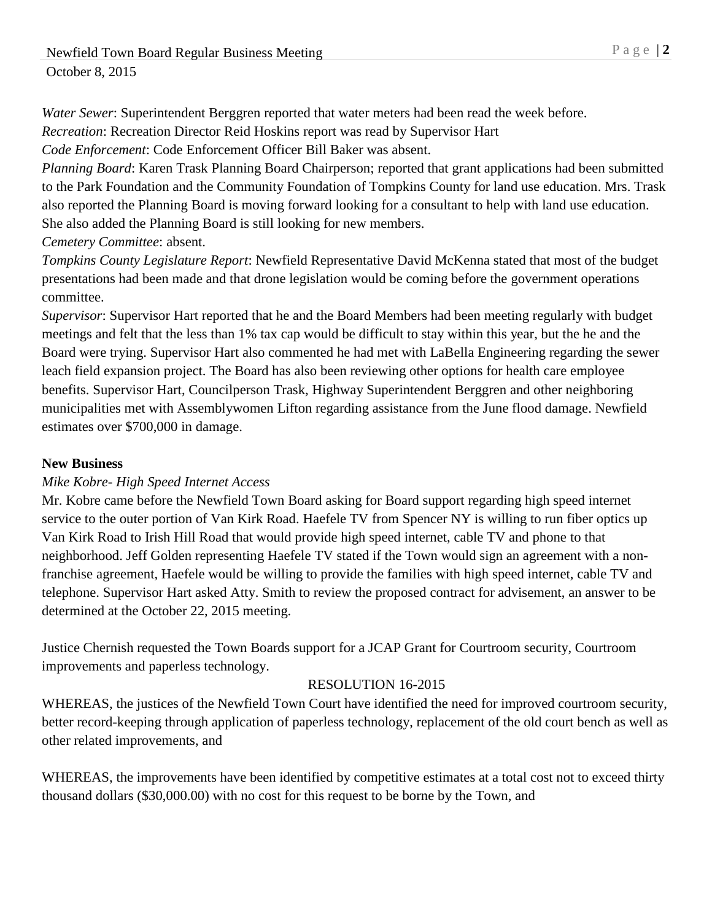*Water Sewer*: Superintendent Berggren reported that water meters had been read the week before.
*Recreation*: Recreation Director Reid Hoskins report was read by Supervisor Hart
*Code Enforcement*: Code Enforcement Officer Bill Baker was absent.
*Planning Board*: Karen Trask Planning Board Chairperson; reported that grant applications had been submitted to the Park Foundation and the Community Foundation of Tompkins County for land use education. Mrs. Trask also reported the Planning Board is moving forward looking for a consultant to help with land use education. She also added the Planning Board is still looking for new members.
*Cemetery Committee*: absent.
*Tompkins County Legislature Report*: Newfield Representative David McKenna stated that most of the budget presentations had been made and that drone legislation would be coming before the government operations committee.
*Supervisor*: Supervisor Hart reported that he and the Board Members had been meeting regularly with budget meetings and felt that the less than 1% tax cap would be difficult to stay within this year, but the he and the Board were trying. Supervisor Hart also commented he had met with LaBella Engineering regarding the sewer leach field expansion project. The Board has also been reviewing other options for health care employee benefits. Supervisor Hart, Councilperson Trask, Highway Superintendent Berggren and other neighboring municipalities met with Assemblywomen Lifton regarding assistance from the June flood damage. Newfield estimates over $700,000 in damage.

**New Business**

*Mike Kobre- High Speed Internet Access*

Mr. Kobre came before the Newfield Town Board asking for Board support regarding high speed internet service to the outer portion of Van Kirk Road. Haefele TV from Spencer NY is willing to run fiber optics up Van Kirk Road to Irish Hill Road that would provide high speed internet, cable TV and phone to that neighborhood. Jeff Golden representing Haefele TV stated if the Town would sign an agreement with a non-franchise agreement, Haefele would be willing to provide the families with high speed internet, cable TV and telephone. Supervisor Hart asked Atty. Smith to review the proposed contract for advisement, an answer to be determined at the October 22, 2015 meeting.

Justice Chernish requested the Town Boards support for a JCAP Grant for Courtroom security, Courtroom improvements and paperless technology.

RESOLUTION 16-2015

WHEREAS, the justices of the Newfield Town Court have identified the need for improved courtroom security, better record-keeping through application of paperless technology, replacement of the old court bench as well as other related improvements, and

WHEREAS, the improvements have been identified by competitive estimates at a total cost not to exceed thirty thousand dollars ($30,000.00) with no cost for this request to be borne by the Town, and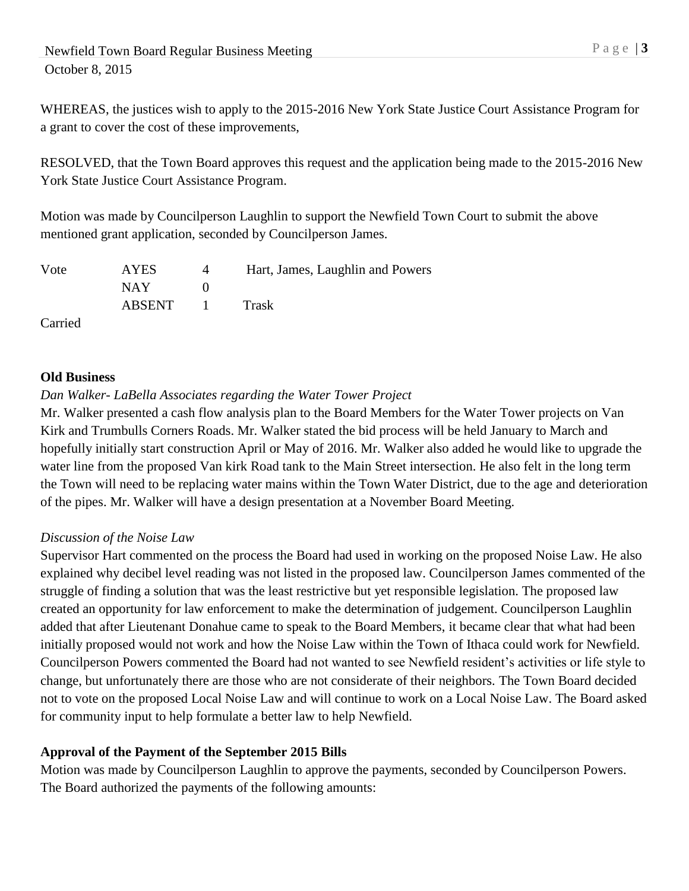WHEREAS, the justices wish to apply to the 2015-2016 New York State Justice Court Assistance Program for a grant to cover the cost of these improvements,

RESOLVED, that the Town Board approves this request and the application being made to the 2015-2016 New York State Justice Court Assistance Program.

Motion was made by Councilperson Laughlin to support the Newfield Town Court to submit the above mentioned grant application, seconded by Councilperson James.

| Vote | AYES | 4 | Hart, James, Laughlin and Powers |
|---|---|---|---|
| | NAY | 0 | |
| | ABSENT | 1 | Trask |

Carried

**Old Business**

*Dan Walker- LaBella Associates regarding the Water Tower Project*

Mr. Walker presented a cash flow analysis plan to the Board Members for the Water Tower projects on Van Kirk and Trumbulls Corners Roads. Mr. Walker stated the bid process will be held January to March and hopefully initially start construction April or May of 2016. Mr. Walker also added he would like to upgrade the water line from the proposed Van kirk Road tank to the Main Street intersection. He also felt in the long term the Town will need to be replacing water mains within the Town Water District, due to the age and deterioration of the pipes. Mr. Walker will have a design presentation at a November Board Meeting.

*Discussion of the Noise Law*

Supervisor Hart commented on the process the Board had used in working on the proposed Noise Law. He also explained why decibel level reading was not listed in the proposed law. Councilperson James commented of the struggle of finding a solution that was the least restrictive but yet responsible legislation. The proposed law created an opportunity for law enforcement to make the determination of judgement. Councilperson Laughlin added that after Lieutenant Donahue came to speak to the Board Members, it became clear that what had been initially proposed would not work and how the Noise Law within the Town of Ithaca could work for Newfield. Councilperson Powers commented the Board had not wanted to see Newfield resident's activities or life style to change, but unfortunately there are those who are not considerate of their neighbors. The Town Board decided not to vote on the proposed Local Noise Law and will continue to work on a Local Noise Law. The Board asked for community input to help formulate a better law to help Newfield.

**Approval of the Payment of the September 2015 Bills**

Motion was made by Councilperson Laughlin to approve the payments, seconded by Councilperson Powers. The Board authorized the payments of the following amounts: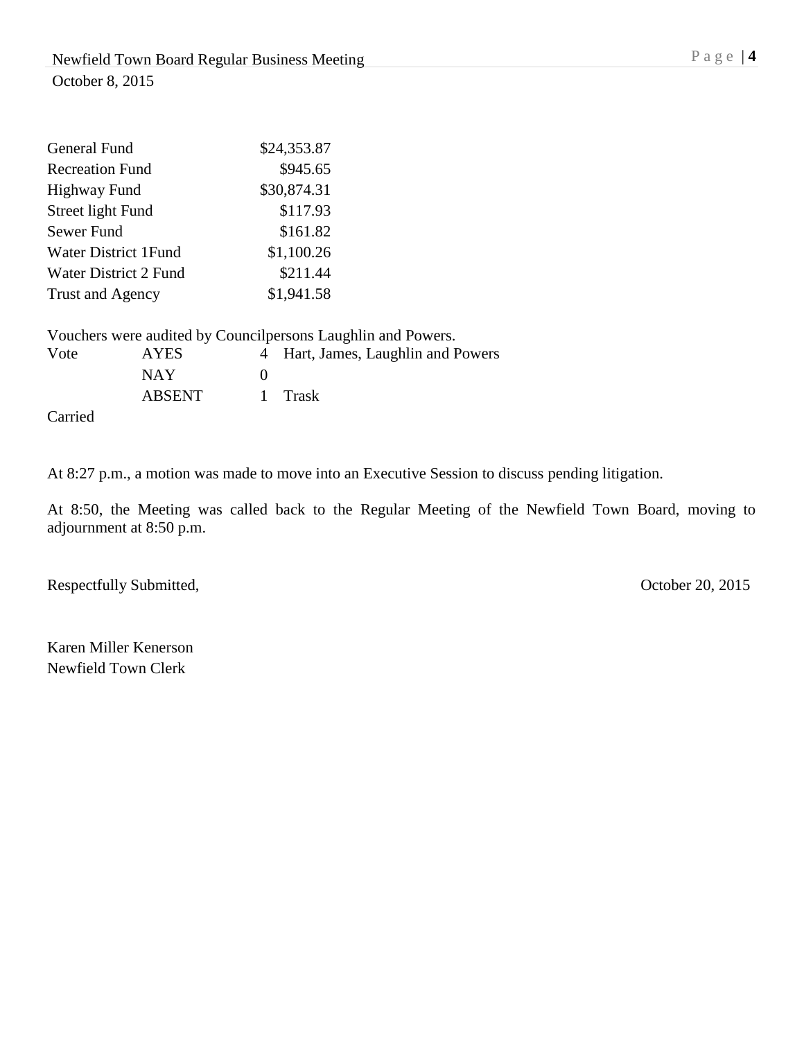| | |
|---|---|
| General Fund | $24,353.87 |
| Recreation Fund | $945.65 |
| Highway Fund | $30,874.31 |
| Street light Fund | $117.93 |
| Sewer Fund | $161.82 |
| Water District 1Fund | $1,100.26 |
| Water District 2 Fund | $211.44 |
| Trust and Agency | $1,941.58 |

Vouchers were audited by Councilpersons Laughlin and Powers.

| | | | |
|---|---|---|---|
| Vote | AYES | 4 | Hart, James, Laughlin and Powers |
| | NAY | 0 | |
| | ABSENT | 1 | Trask |

Carried

At 8:27 p.m., a motion was made to move into an Executive Session to discuss pending litigation.

At 8:50, the Meeting was called back to the Regular Meeting of the Newfield Town Board, moving to adjournment at 8:50 p.m.

Respectfully Submitted,

October 20, 2015

Karen Miller Kenerson
Newfield Town Clerk